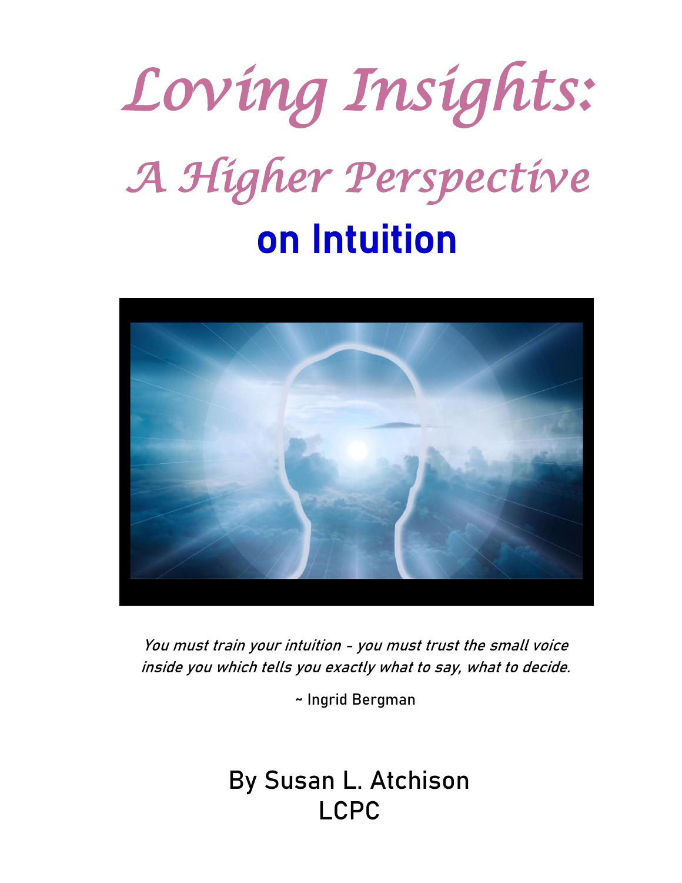# Loving Insights:

## A Higher Perspective

## on Intuition

*You must train your intuition – you must trust the small voice inside you which tells you exactly what to say, what to decide.*

~ Ingrid Bergman

By Susan L. Atchison
LCPC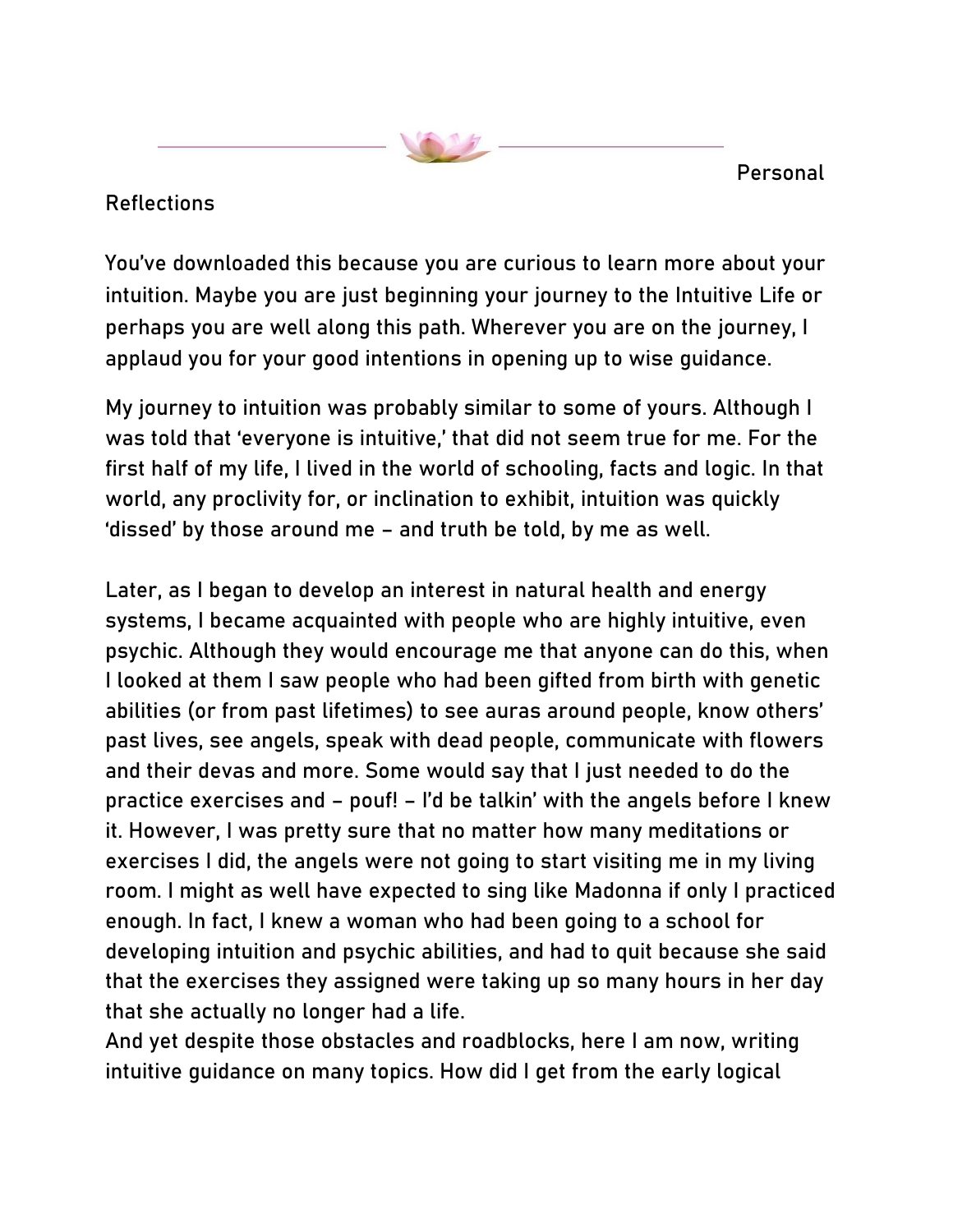Personal Reflections

You've downloaded this because you are curious to learn more about your intuition. Maybe you are just beginning your journey to the Intuitive Life or perhaps you are well along this path. Wherever you are on the journey, I applaud you for your good intentions in opening up to wise guidance.

My journey to intuition was probably similar to some of yours. Although I was told that 'everyone is intuitive,' that did not seem true for me. For the first half of my life, I lived in the world of schooling, facts and logic. In that world, any proclivity for, or inclination to exhibit, intuition was quickly 'dissed' by those around me – and truth be told, by me as well.

Later, as I began to develop an interest in natural health and energy systems, I became acquainted with people who are highly intuitive, even psychic. Although they would encourage me that anyone can do this, when I looked at them I saw people who had been gifted from birth with genetic abilities (or from past lifetimes) to see auras around people, know others' past lives, see angels, speak with dead people, communicate with flowers and their devas and more. Some would say that I just needed to do the practice exercises and – pouf! – I'd be talkin' with the angels before I knew it. However, I was pretty sure that no matter how many meditations or exercises I did, the angels were not going to start visiting me in my living room. I might as well have expected to sing like Madonna if only I practiced enough. In fact, I knew a woman who had been going to a school for developing intuition and psychic abilities, and had to quit because she said that the exercises they assigned were taking up so many hours in her day that she actually no longer had a life.

And yet despite those obstacles and roadblocks, here I am now, writing intuitive guidance on many topics. How did I get from the early logical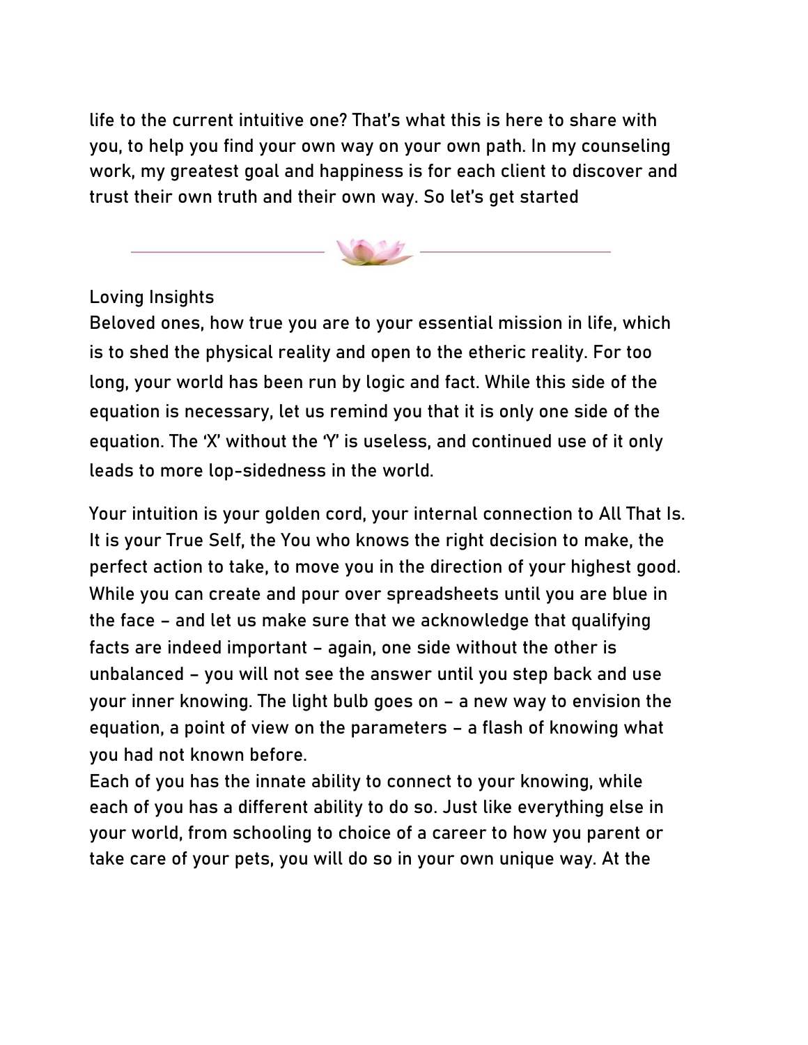life to the current intuitive one? That's what this is here to share with you, to help you find your own way on your own path. In my counseling work, my greatest goal and happiness is for each client to discover and trust their own truth and their own way. So let's get started

---

Loving Insights

Beloved ones, how true you are to your essential mission in life, which is to shed the physical reality and open to the etheric reality. For too long, your world has been run by logic and fact. While this side of the equation is necessary, let us remind you that it is only one side of the equation. The 'X' without the 'Y' is useless, and continued use of it only leads to more lop-sidedness in the world.

Your intuition is your golden cord, your internal connection to All That Is. It is your True Self, the You who knows the right decision to make, the perfect action to take, to move you in the direction of your highest good. While you can create and pour over spreadsheets until you are blue in the face – and let us make sure that we acknowledge that qualifying facts are indeed important – again, one side without the other is unbalanced – you will not see the answer until you step back and use your inner knowing. The light bulb goes on – a new way to envision the equation, a point of view on the parameters – a flash of knowing what you had not known before.

Each of you has the innate ability to connect to your knowing, while each of you has a different ability to do so. Just like everything else in your world, from schooling to choice of a career to how you parent or take care of your pets, you will do so in your own unique way. At the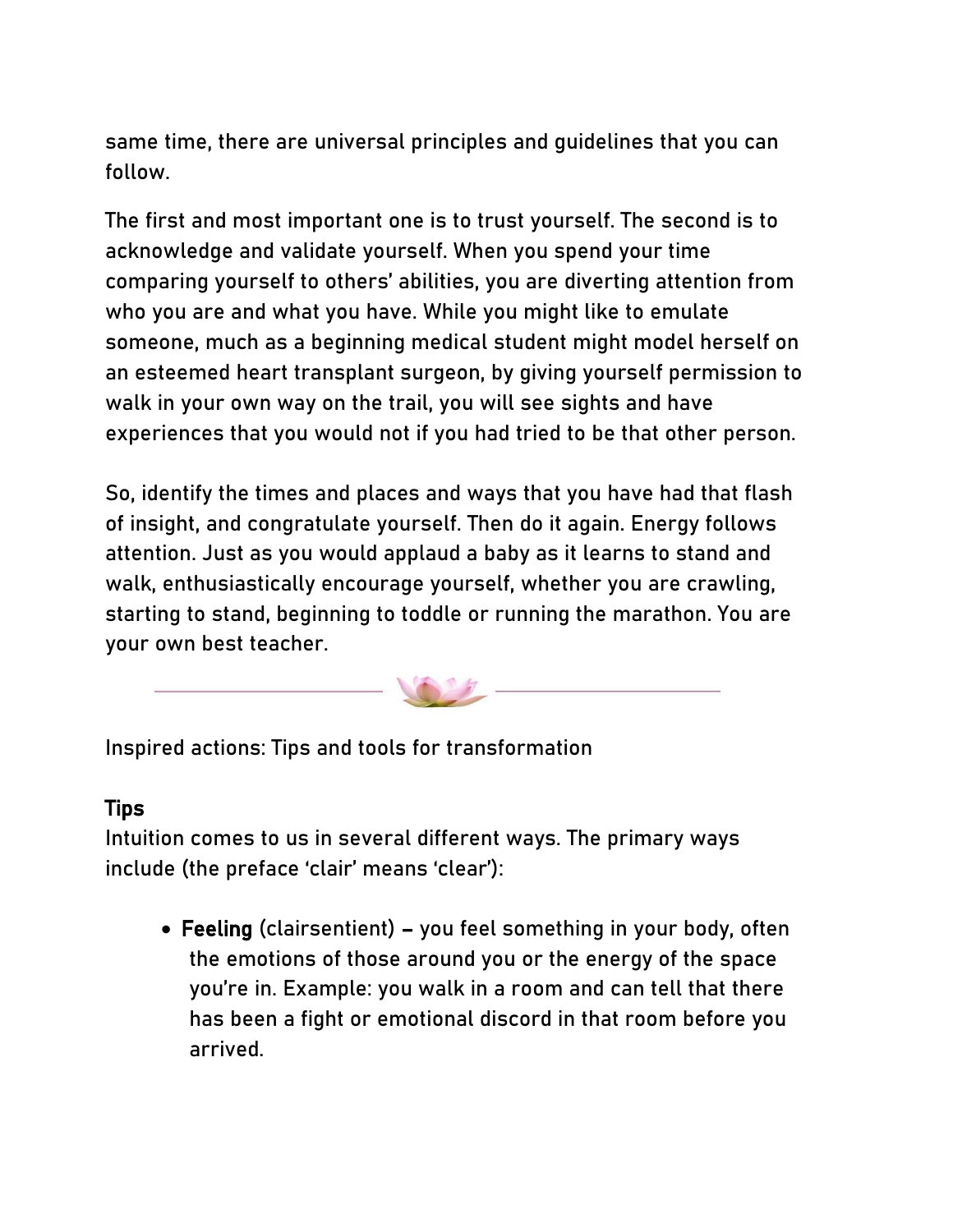same time, there are universal principles and guidelines that you can follow.

The first and most important one is to trust yourself. The second is to acknowledge and validate yourself. When you spend your time comparing yourself to others' abilities, you are diverting attention from who you are and what you have. While you might like to emulate someone, much as a beginning medical student might model herself on an esteemed heart transplant surgeon, by giving yourself permission to walk in your own way on the trail, you will see sights and have experiences that you would not if you had tried to be that other person.

So, identify the times and places and ways that you have had that flash of insight, and congratulate yourself. Then do it again. Energy follows attention. Just as you would applaud a baby as it learns to stand and walk, enthusiastically encourage yourself, whether you are crawling, starting to stand, beginning to toddle or running the marathon. You are your own best teacher.

---

Inspired actions: Tips and tools for transformation

**Tips**

Intuition comes to us in several different ways. The primary ways include (the preface 'clair' means 'clear'):

- **Feeling** (clairsentient) – you feel something in your body, often the emotions of those around you or the energy of the space you're in. Example: you walk in a room and can tell that there has been a fight or emotional discord in that room before you arrived.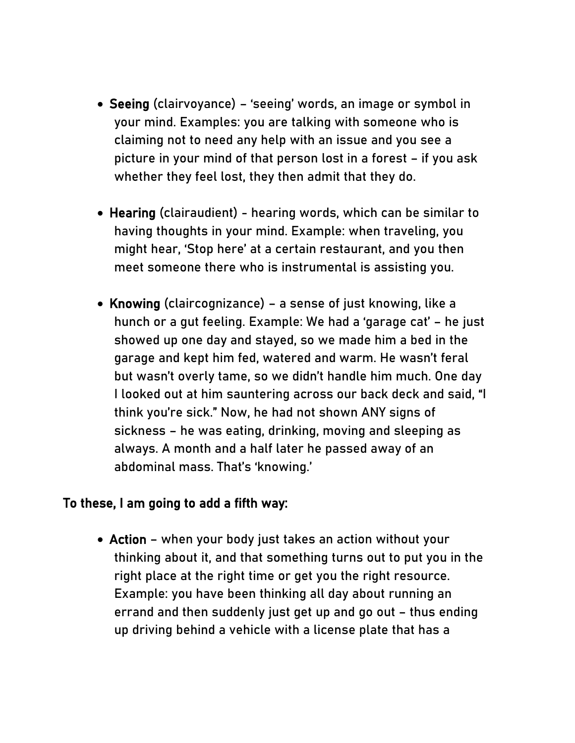- **Seeing** (clairvoyance) – 'seeing' words, an image or symbol in your mind. Examples: you are talking with someone who is claiming not to need any help with an issue and you see a picture in your mind of that person lost in a forest – if you ask whether they feel lost, they then admit that they do.

- **Hearing** (clairaudient) - hearing words, which can be similar to having thoughts in your mind. Example: when traveling, you might hear, 'Stop here' at a certain restaurant, and you then meet someone there who is instrumental is assisting you.

- **Knowing** (claircognizance) – a sense of just knowing, like a hunch or a gut feeling. Example: We had a 'garage cat' – he just showed up one day and stayed, so we made him a bed in the garage and kept him fed, watered and warm. He wasn't feral but wasn't overly tame, so we didn't handle him much. One day I looked out at him sauntering across our back deck and said, "I think you're sick." Now, he had not shown ANY signs of sickness – he was eating, drinking, moving and sleeping as always. A month and a half later he passed away of an abdominal mass. That's 'knowing.'

**To these, I am going to add a fifth way:**

- **Action** – when your body just takes an action without your thinking about it, and that something turns out to put you in the right place at the right time or get you the right resource. Example: you have been thinking all day about running an errand and then suddenly just get up and go out – thus ending up driving behind a vehicle with a license plate that has a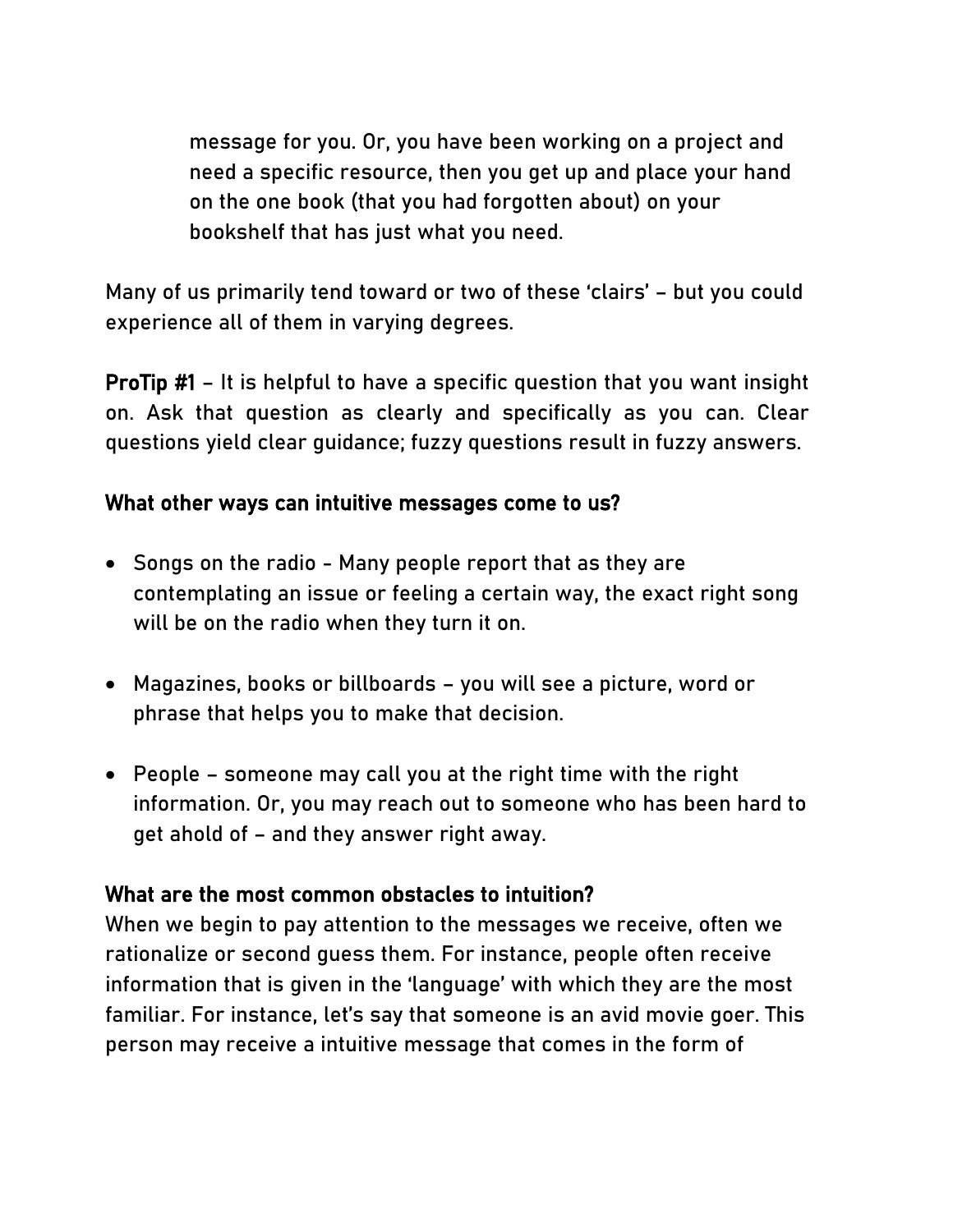message for you. Or, you have been working on a project and need a specific resource, then you get up and place your hand on the one book (that you had forgotten about) on your bookshelf that has just what you need.

Many of us primarily tend toward or two of these 'clairs' – but you could experience all of them in varying degrees.

**ProTip #1** – It is helpful to have a specific question that you want insight on. Ask that question as clearly and specifically as you can. Clear questions yield clear guidance; fuzzy questions result in fuzzy answers.

**What other ways can intuitive messages come to us?**

- Songs on the radio - Many people report that as they are contemplating an issue or feeling a certain way, the exact right song will be on the radio when they turn it on.

- Magazines, books or billboards – you will see a picture, word or phrase that helps you to make that decision.

- People – someone may call you at the right time with the right information. Or, you may reach out to someone who has been hard to get ahold of – and they answer right away.

**What are the most common obstacles to intuition?**

When we begin to pay attention to the messages we receive, often we rationalize or second guess them. For instance, people often receive information that is given in the 'language' with which they are the most familiar. For instance, let's say that someone is an avid movie goer. This person may receive a intuitive message that comes in the form of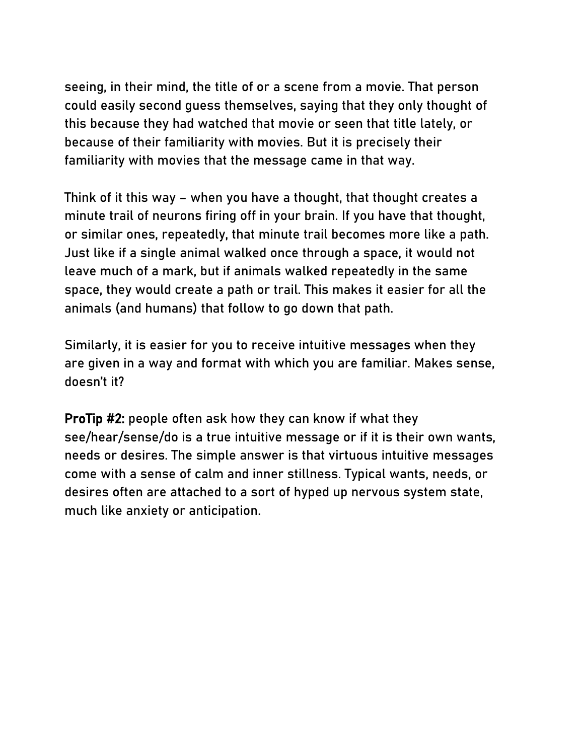seeing, in their mind, the title of or a scene from a movie. That person could easily second guess themselves, saying that they only thought of this because they had watched that movie or seen that title lately, or because of their familiarity with movies. But it is precisely their familiarity with movies that the message came in that way.

Think of it this way – when you have a thought, that thought creates a minute trail of neurons firing off in your brain. If you have that thought, or similar ones, repeatedly, that minute trail becomes more like a path. Just like if a single animal walked once through a space, it would not leave much of a mark, but if animals walked repeatedly in the same space, they would create a path or trail. This makes it easier for all the animals (and humans) that follow to go down that path.

Similarly, it is easier for you to receive intuitive messages when they are given in a way and format with which you are familiar. Makes sense, doesn't it?

**ProTip #2:** people often ask how they can know if what they see/hear/sense/do is a true intuitive message or if it is their own wants, needs or desires. The simple answer is that virtuous intuitive messages come with a sense of calm and inner stillness. Typical wants, needs, or desires often are attached to a sort of hyped up nervous system state, much like anxiety or anticipation.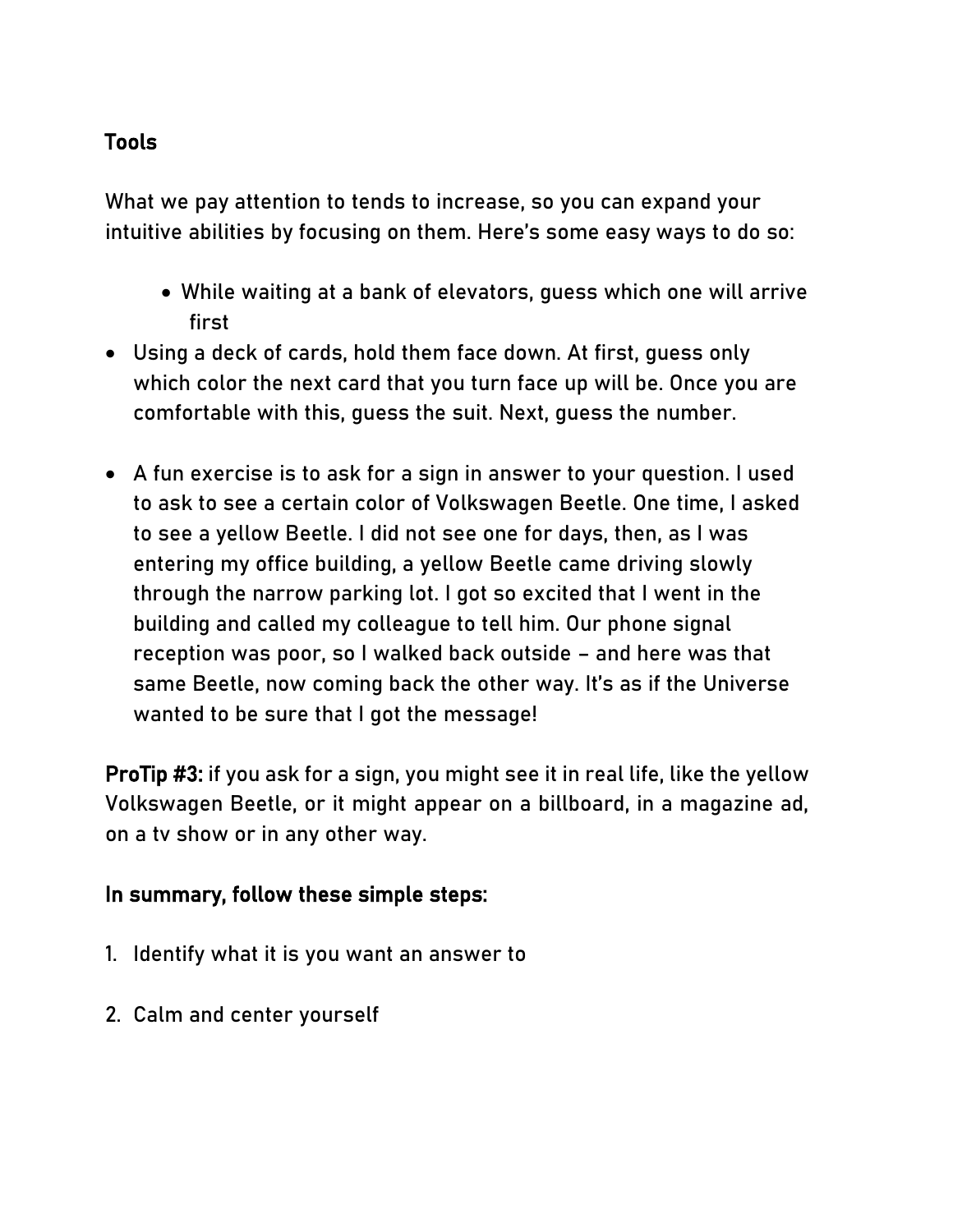**Tools**

What we pay attention to tends to increase, so you can expand your intuitive abilities by focusing on them. Here's some easy ways to do so:

- While waiting at a bank of elevators, guess which one will arrive first
- Using a deck of cards, hold them face down. At first, guess only which color the next card that you turn face up will be. Once you are comfortable with this, guess the suit. Next, guess the number.
- A fun exercise is to ask for a sign in answer to your question. I used to ask to see a certain color of Volkswagen Beetle. One time, I asked to see a yellow Beetle. I did not see one for days, then, as I was entering my office building, a yellow Beetle came driving slowly through the narrow parking lot. I got so excited that I went in the building and called my colleague to tell him. Our phone signal reception was poor, so I walked back outside – and here was that same Beetle, now coming back the other way. It's as if the Universe wanted to be sure that I got the message!

**ProTip #3:** if you ask for a sign, you might see it in real life, like the yellow Volkswagen Beetle, or it might appear on a billboard, in a magazine ad, on a tv show or in any other way.

**In summary, follow these simple steps:**

1. Identify what it is you want an answer to
2. Calm and center yourself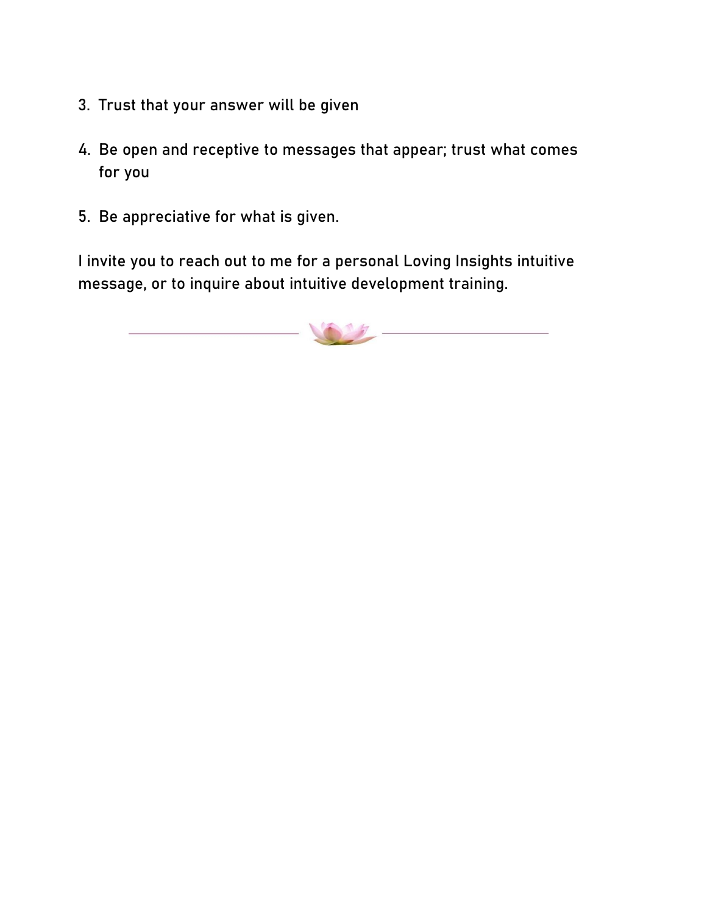3. Trust that your answer will be given

4. Be open and receptive to messages that appear; trust what comes for you

5. Be appreciative for what is given.

I invite you to reach out to me for a personal Loving Insights intuitive message, or to inquire about intuitive development training.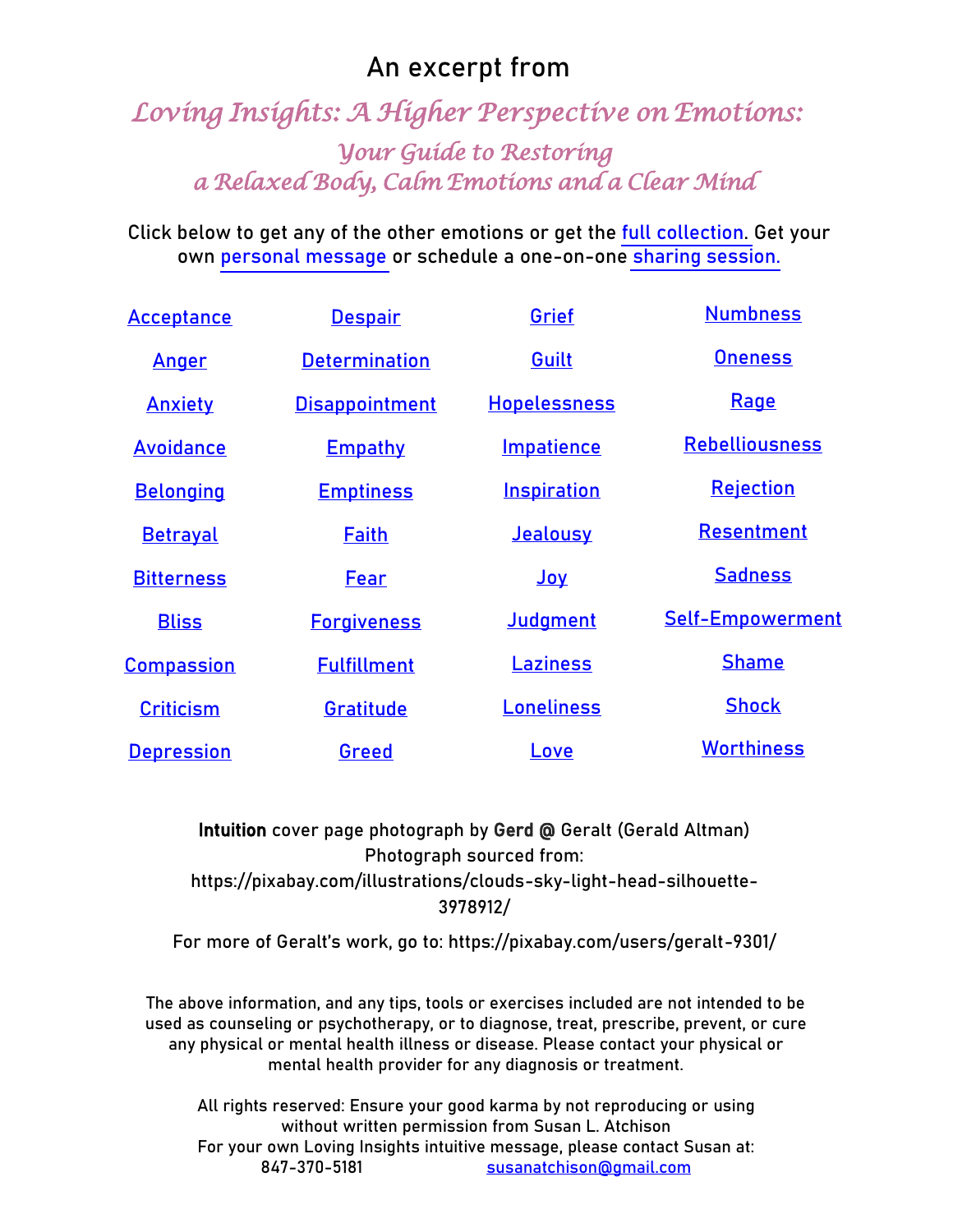An excerpt from

# *Loving Insights: A Higher Perspective on Emotions:*

## *Your Guide to Restoring a Relaxed Body, Calm Emotions and a Clear Mind*

Click below to get any of the other emotions or get the full collection. Get your own personal message or schedule a one-on-one sharing session.

| | | | |
|---|---|---|---|
| Acceptance | Despair | Grief | Numbness |
| Anger | Determination | Guilt | Oneness |
| Anxiety | Disappointment | Hopelessness | Rage |
| Avoidance | Empathy | Impatience | Rebelliousness |
| Belonging | Emptiness | Inspiration | Rejection |
| Betrayal | Faith | Jealousy | Resentment |
| Bitterness | Fear | Joy | Sadness |
| Bliss | Forgiveness | Judgment | Self-Empowerment |
| Compassion | Fulfillment | Laziness | Shame |
| Criticism | Gratitude | Loneliness | Shock |
| Depression | Greed | Love | Worthiness |

**Intuition** cover page photograph by **Gerd @** Geralt (Gerald Altman)
Photograph sourced from:
https://pixabay.com/illustrations/clouds-sky-light-head-silhouette-3978912/

For more of Geralt's work, go to: https://pixabay.com/users/geralt-9301/

The above information, and any tips, tools or exercises included are not intended to be used as counseling or psychotherapy, or to diagnose, treat, prescribe, prevent, or cure any physical or mental health illness or disease. Please contact your physical or mental health provider for any diagnosis or treatment.

All rights reserved: Ensure your good karma by not reproducing or using without written permission from Susan L. Atchison
For your own Loving Insights intuitive message, please contact Susan at:
847-370-5181 susanatchison@gmail.com